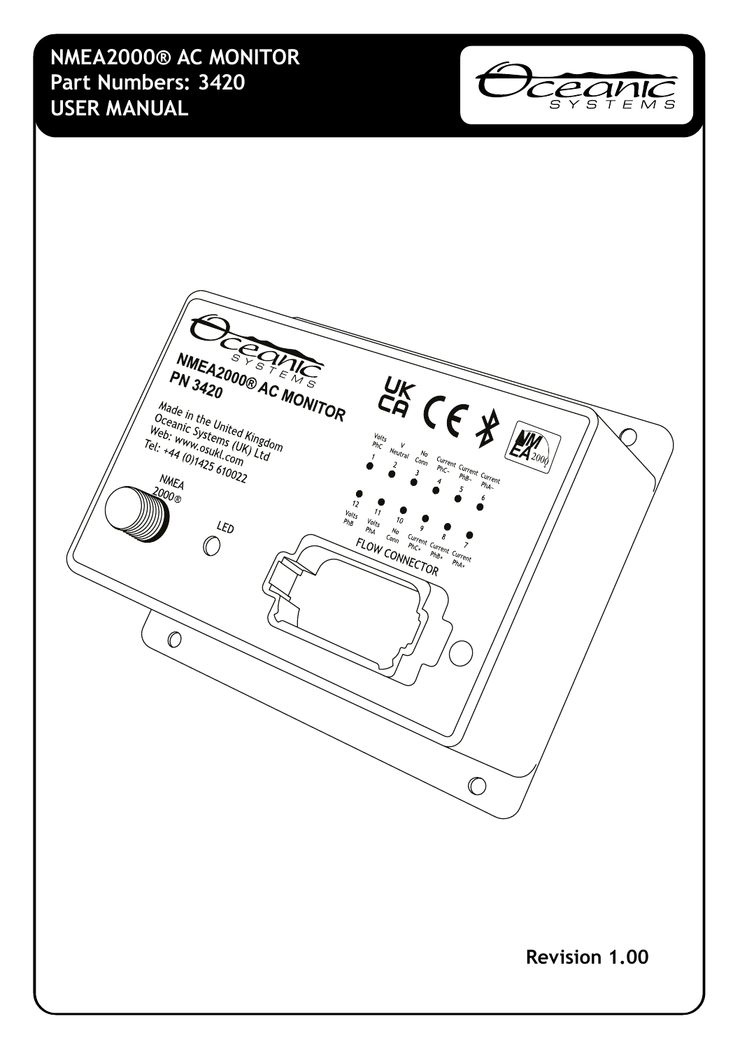# NMEA2000® AC MONITOR
# Part Numbers: 3420
# USER MANUAL

Revision 1.00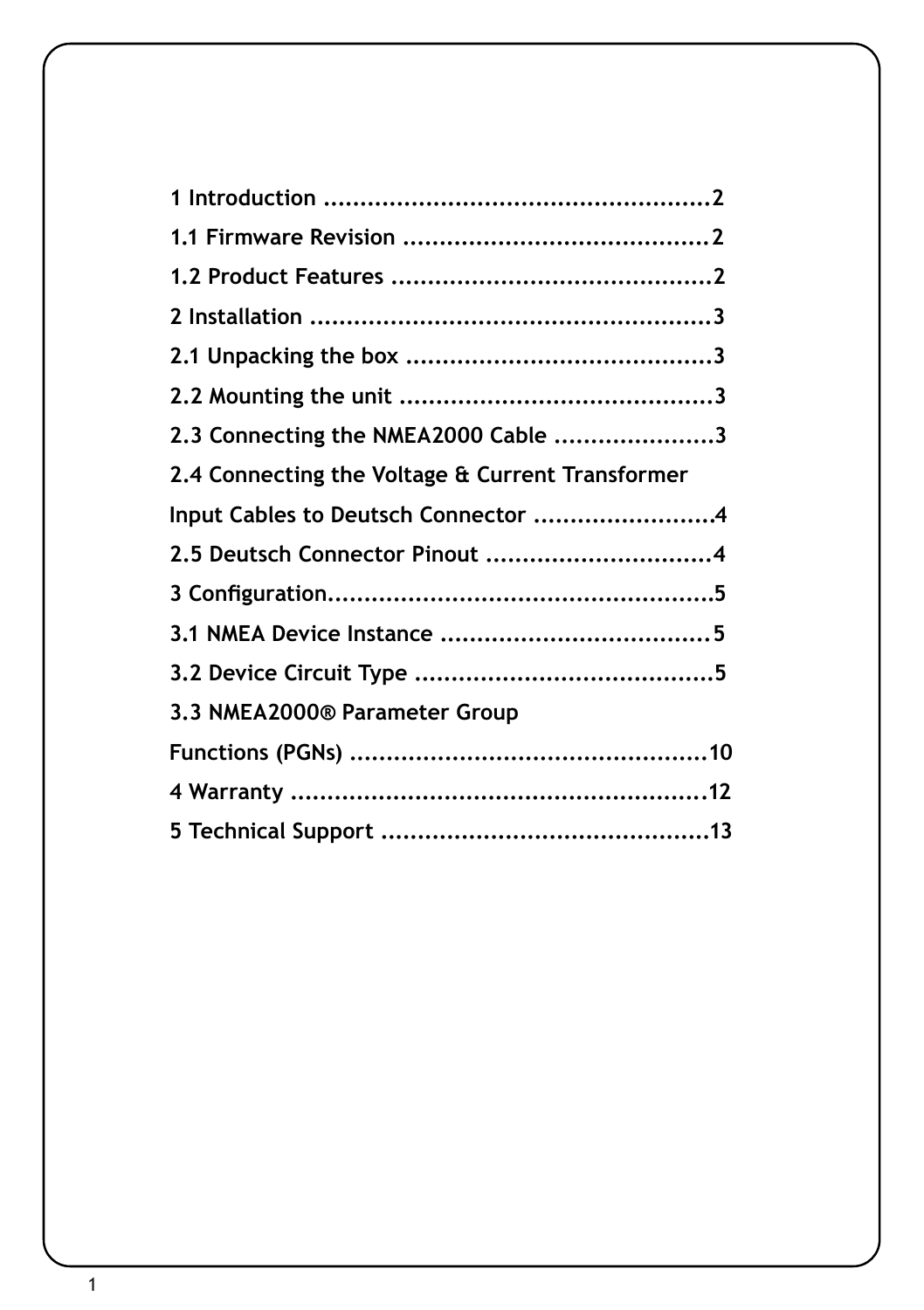1 Introduction ....................................................2

1.1 Firmware Revision .........................................2

1.2 Product Features ...........................................2

2 Installation ......................................................3

2.1 Unpacking the box .........................................3

2.2 Mounting the unit ..........................................3

2.3 Connecting the NMEA2000 Cable ......................3

2.4 Connecting the Voltage & Current Transformer Input Cables to Deutsch Connector .........................4

2.5 Deutsch Connector Pinout ...............................4

3 Configuration....................................................5

3.1 NMEA Device Instance .....................................5

3.2 Device Circuit Type .........................................5

3.3 NMEA2000® Parameter Group Functions (PGNs) .................................................10

4 Warranty .........................................................12

5 Technical Support ............................................13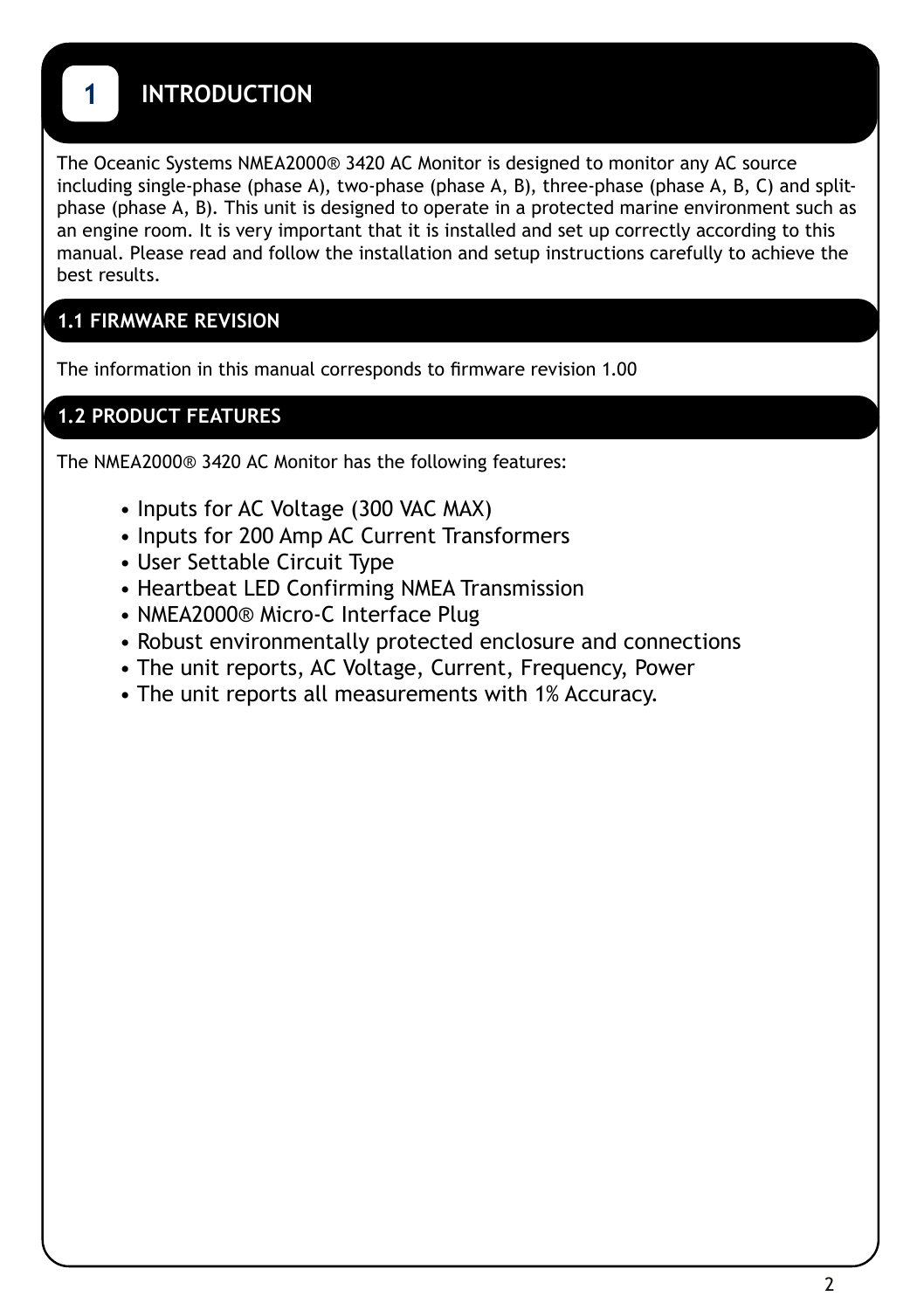# 1 INTRODUCTION

The Oceanic Systems NMEA2000® 3420 AC Monitor is designed to monitor any AC source including single-phase (phase A), two-phase (phase A, B), three-phase (phase A, B, C) and split-phase (phase A, B). This unit is designed to operate in a protected marine environment such as an engine room. It is very important that it is installed and set up correctly according to this manual. Please read and follow the installation and setup instructions carefully to achieve the best results.

## 1.1 FIRMWARE REVISION

The information in this manual corresponds to firmware revision 1.00

## 1.2 PRODUCT FEATURES

The NMEA2000® 3420 AC Monitor has the following features:

- Inputs for AC Voltage (300 VAC MAX)
- Inputs for 200 Amp AC Current Transformers
- User Settable Circuit Type
- Heartbeat LED Confirming NMEA Transmission
- NMEA2000® Micro-C Interface Plug
- Robust environmentally protected enclosure and connections
- The unit reports, AC Voltage, Current, Frequency, Power
- The unit reports all measurements with 1% Accuracy.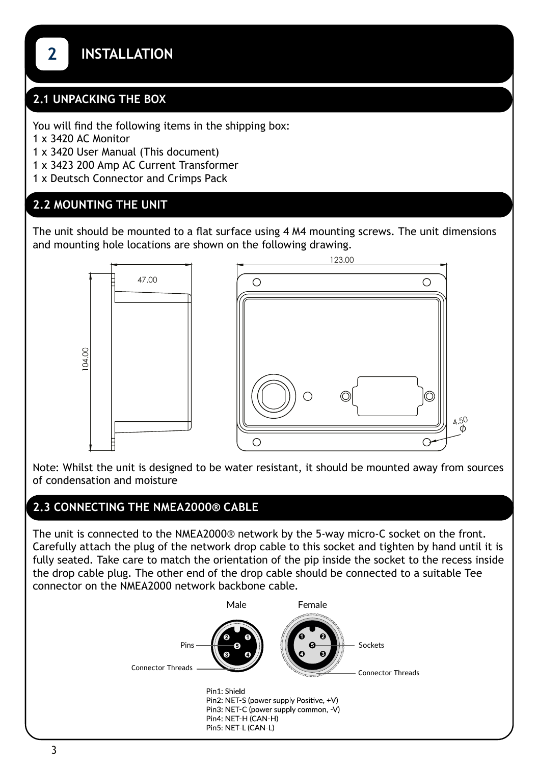# 2 INSTALLATION

## 2.1 UNPACKING THE BOX

You will find the following items in the shipping box:
1 x 3420 AC Monitor
1 x 3420 User Manual (This document)
1 x 3423 200 Amp AC Current Transformer
1 x Deutsch Connector and Crimps Pack

## 2.2 MOUNTING THE UNIT

The unit should be mounted to a flat surface using 4 M4 mounting screws. The unit dimensions and mounting hole locations are shown on the following drawing.

Note: Whilst the unit is designed to be water resistant, it should be mounted away from sources of condensation and moisture

## 2.3 CONNECTING THE NMEA2000® CABLE

The unit is connected to the NMEA2000® network by the 5-way micro-C socket on the front. Carefully attach the plug of the network drop cable to this socket and tighten by hand until it is fully seated. Take care to match the orientation of the pip inside the socket to the recess inside the drop cable plug. The other end of the drop cable should be connected to a suitable Tee connector on the NMEA2000 network backbone cable.

Pin1: Shield
Pin2: NET-S (power supply Positive, +V)
Pin3: NET-C (power supply common, -V)
Pin4: NET-H (CAN-H)
Pin5: NET-L (CAN-L)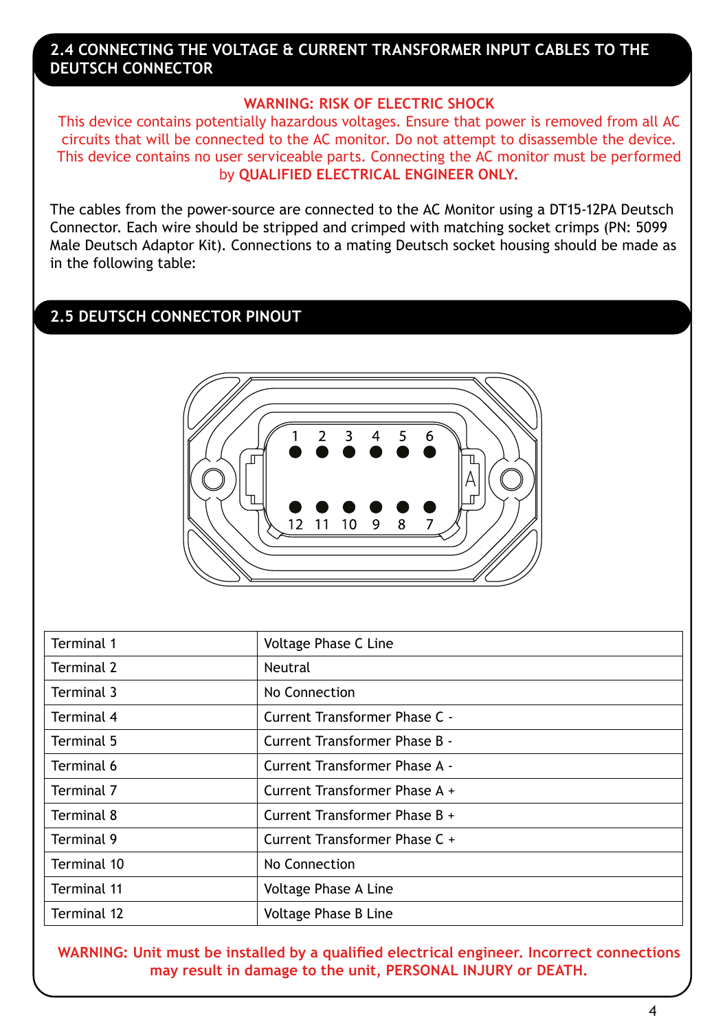## 2.4 CONNECTING THE VOLTAGE & CURRENT TRANSFORMER INPUT CABLES TO THE DEUTSCH CONNECTOR

**WARNING: RISK OF ELECTRIC SHOCK**

This device contains potentially hazardous voltages. Ensure that power is removed from all AC circuits that will be connected to the AC monitor. Do not attempt to disassemble the device. This device contains no user serviceable parts. Connecting the AC monitor must be performed by **QUALIFIED ELECTRICAL ENGINEER ONLY.**

The cables from the power-source are connected to the AC Monitor using a DT15-12PA Deutsch Connector. Each wire should be stripped and crimped with matching socket crimps (PN: 5099 Male Deutsch Adaptor Kit). Connections to a mating Deutsch socket housing should be made as in the following table:

## 2.5 DEUTSCH CONNECTOR PINOUT

| Terminal | Connection |
|---|---|
| Terminal 1 | Voltage Phase C Line |
| Terminal 2 | Neutral |
| Terminal 3 | No Connection |
| Terminal 4 | Current Transformer Phase C - |
| Terminal 5 | Current Transformer Phase B - |
| Terminal 6 | Current Transformer Phase A - |
| Terminal 7 | Current Transformer Phase A + |
| Terminal 8 | Current Transformer Phase B + |
| Terminal 9 | Current Transformer Phase C + |
| Terminal 10 | No Connection |
| Terminal 11 | Voltage Phase A Line |
| Terminal 12 | Voltage Phase B Line |

**WARNING: Unit must be installed by a qualified electrical engineer. Incorrect connections may result in damage to the unit, PERSONAL INJURY or DEATH.**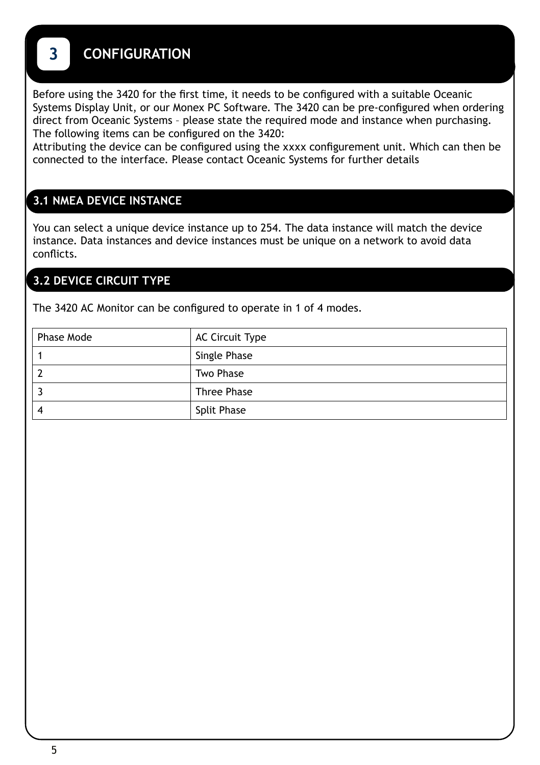# 3 CONFIGURATION

Before using the 3420 for the first time, it needs to be configured with a suitable Oceanic Systems Display Unit, or our Monex PC Software. The 3420 can be pre-configured when ordering direct from Oceanic Systems – please state the required mode and instance when purchasing. The following items can be configured on the 3420:
Attributing the device can be configured using the xxxx configurement unit. Which can then be connected to the interface. Please contact Oceanic Systems for further details

## 3.1 NMEA DEVICE INSTANCE

You can select a unique device instance up to 254. The data instance will match the device instance. Data instances and device instances must be unique on a network to avoid data conflicts.

## 3.2 DEVICE CIRCUIT TYPE

The 3420 AC Monitor can be configured to operate in 1 of 4 modes.

| Phase Mode | AC Circuit Type |
|---|---|
| 1 | Single Phase |
| 2 | Two Phase |
| 3 | Three Phase |
| 4 | Split Phase |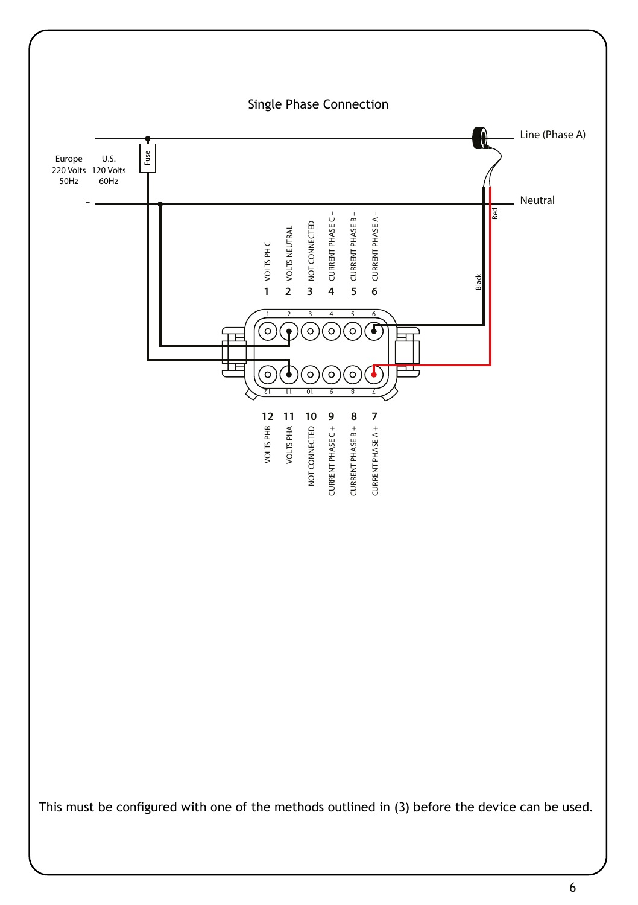## Single Phase Connection

Line (Phase A)

Neutral

Europe
220 Volts
50Hz

U.S.
120 Volts
60Hz

Fuse

Red

Black

| Pin | Function |
|---|---|
| 1 | VOLTS PH C |
| 2 | VOLTS NEUTRAL |
| 3 | NOT CONNECTED |
| 4 | CURRENT PHASE C – |
| 5 | CURRENT PHASE B – |
| 6 | CURRENT PHASE A – |
| 12 | VOLTS PHB |
| 11 | VOLTS PHA |
| 10 | NOT CONNECTED |
| 9 | CURRENT PHASE C + |
| 8 | CURRENT PHASE B + |
| 7 | CURRENT PHASE A + |

This must be configured with one of the methods outlined in (3) before the device can be used.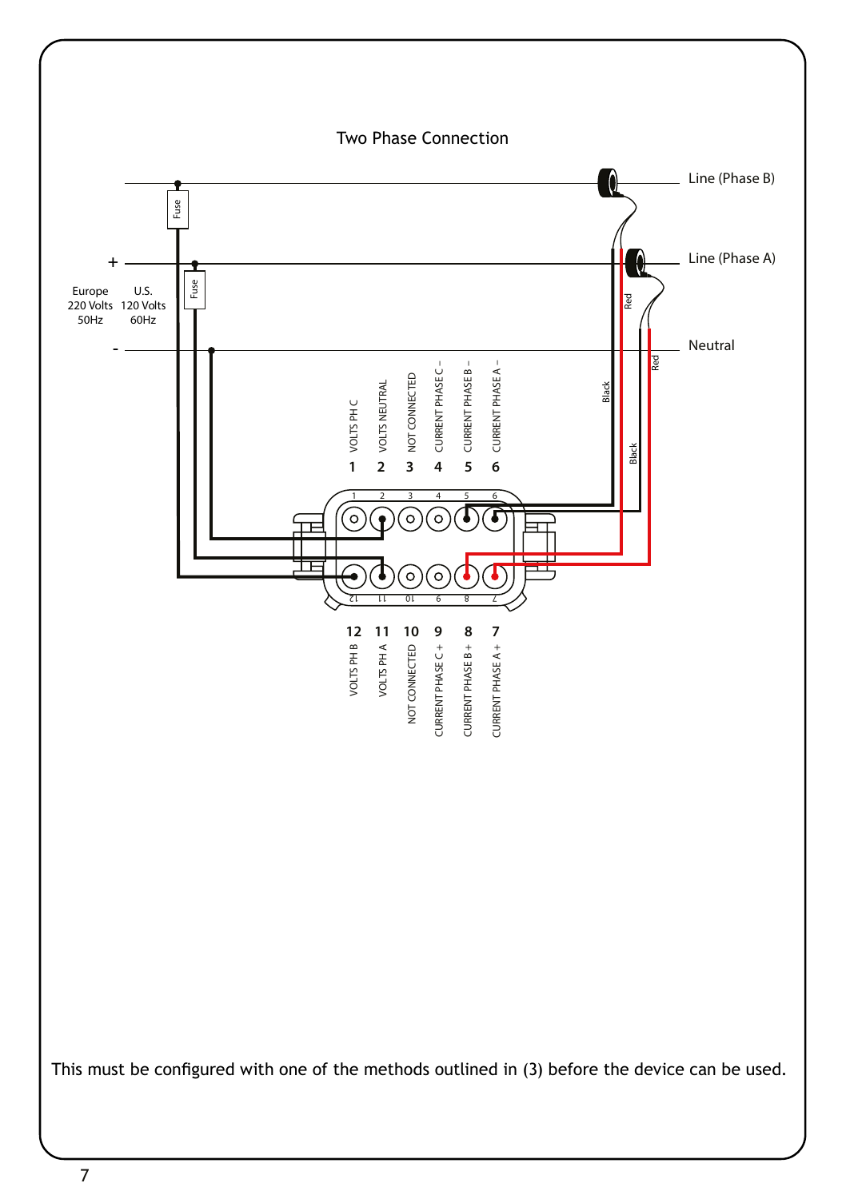## Two Phase Connection

Line (Phase B)

Line (Phase A)

Neutral

+

-

Europe 220 Volts 50Hz

U.S. 120 Volts 60Hz

Fuse

Fuse

Red

Black

Black

Red

1 VOLTS PH C

2 VOLTS NEUTRAL

3 NOT CONNECTED

4 CURRENT PHASE C –

5 CURRENT PHASE B –

6 CURRENT PHASE A –

12 VOLTS PH B

11 VOLTS PH A

10 NOT CONNECTED

9 CURRENT PHASE C +

8 CURRENT PHASE B +

7 CURRENT PHASE A +

This must be configured with one of the methods outlined in (3) before the device can be used.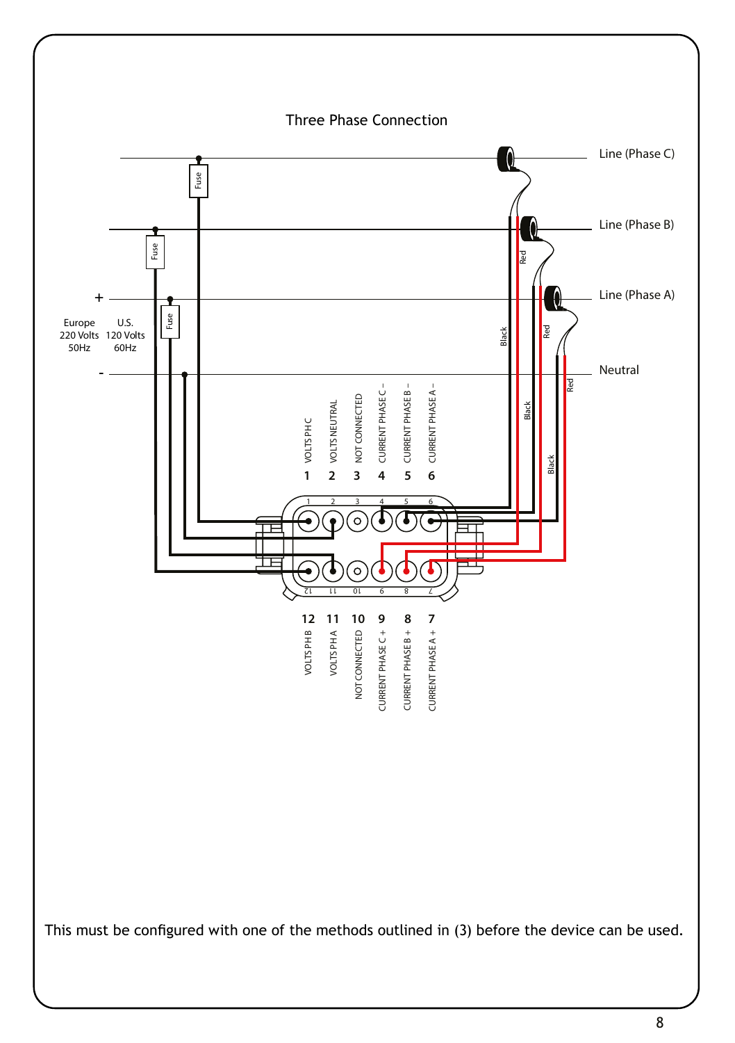## Three Phase Connection

Line (Phase C)

Line (Phase B)

Line (Phase A)

Neutral

\+

\-

Europe 220 Volts 50Hz

U.S. 120 Volts 60Hz

Fuse

Fuse

Fuse

Red

Black

Red

Black

Red

Black

| Pin | Function |
|---|---|
| 1 | VOLTS PH C |
| 2 | VOLTS NEUTRAL |
| 3 | NOT CONNECTED |
| 4 | CURRENT PHASE C – |
| 5 | CURRENT PHASE B – |
| 6 | CURRENT PHASE A – |
| 7 | CURRENT PHASE A + |
| 8 | CURRENT PHASE B + |
| 9 | CURRENT PHASE C + |
| 10 | NOT CONNECTED |
| 11 | VOLTS PH A |
| 12 | VOLTS PH B |

This must be configured with one of the methods outlined in (3) before the device can be used.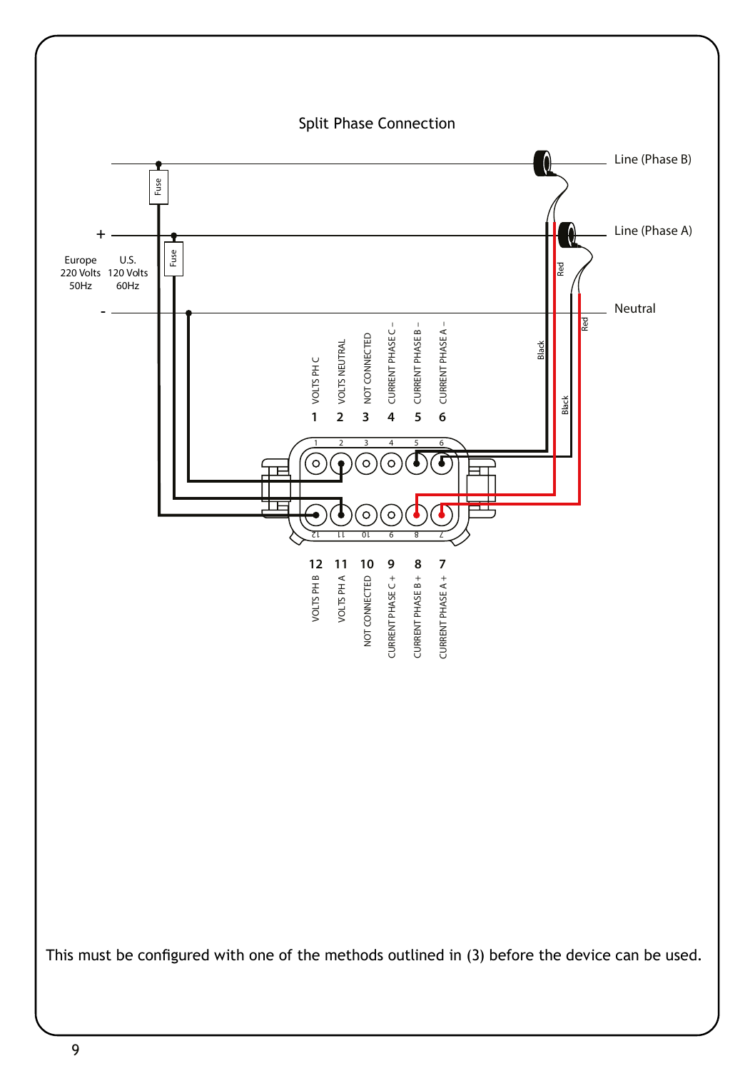## Split Phase Connection

Line (Phase B)

Line (Phase A)

Neutral

| | |
|---|---|
| + | |
| Europe 220 Volts 50Hz | U.S. 120 Volts 60Hz |
| - | |

| Pin | Function |
|---|---|
| 1 | VOLTS PH C |
| 2 | VOLTS NEUTRAL |
| 3 | NOT CONNECTED |
| 4 | CURRENT PHASE C – |
| 5 | CURRENT PHASE B – |
| 6 | CURRENT PHASE A – |
| 7 | CURRENT PHASE A + |
| 8 | CURRENT PHASE B + |
| 9 | CURRENT PHASE C + |
| 10 | NOT CONNECTED |
| 11 | VOLTS PH A |
| 12 | VOLTS PH B |

This must be configured with one of the methods outlined in (3) before the device can be used.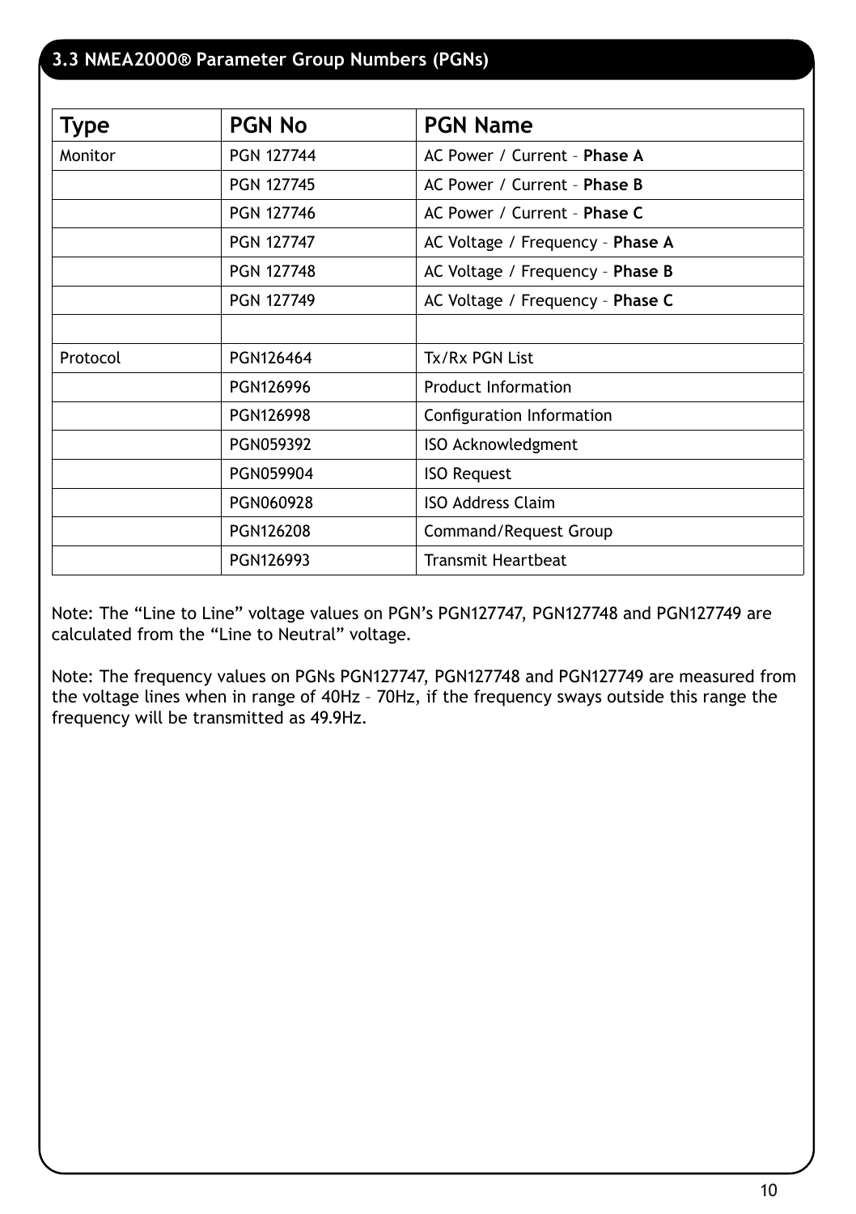## 3.3 NMEA2000® Parameter Group Numbers (PGNs)

| Type | PGN No | PGN Name |
|---|---|---|
| Monitor | PGN 127744 | AC Power / Current – **Phase A** |
| | PGN 127745 | AC Power / Current – **Phase B** |
| | PGN 127746 | AC Power / Current – **Phase C** |
| | PGN 127747 | AC Voltage / Frequency – **Phase A** |
| | PGN 127748 | AC Voltage / Frequency – **Phase B** |
| | PGN 127749 | AC Voltage / Frequency – **Phase C** |
| | | |
| Protocol | PGN126464 | Tx/Rx PGN List |
| | PGN126996 | Product Information |
| | PGN126998 | Configuration Information |
| | PGN059392 | ISO Acknowledgment |
| | PGN059904 | ISO Request |
| | PGN060928 | ISO Address Claim |
| | PGN126208 | Command/Request Group |
| | PGN126993 | Transmit Heartbeat |

Note: The “Line to Line” voltage values on PGN’s PGN127747, PGN127748 and PGN127749 are calculated from the “Line to Neutral” voltage.

Note: The frequency values on PGNs PGN127747, PGN127748 and PGN127749 are measured from the voltage lines when in range of 40Hz – 70Hz, if the frequency sways outside this range the frequency will be transmitted as 49.9Hz.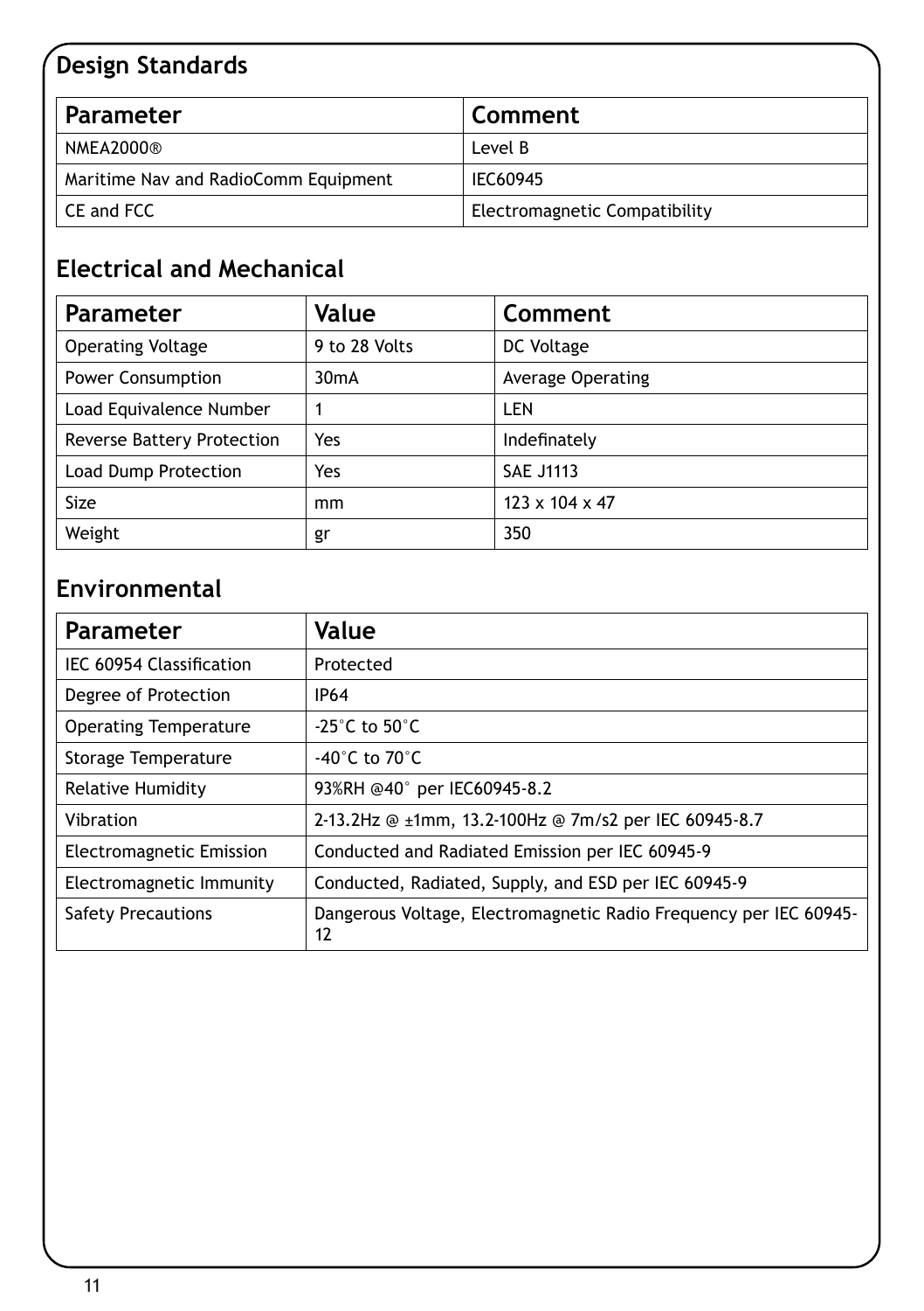## Design Standards

| Parameter | Comment |
| --- | --- |
| NMEA2000® | Level B |
| Maritime Nav and RadioComm Equipment | IEC60945 |
| CE and FCC | Electromagnetic Compatibility |

## Electrical and Mechanical

| Parameter | Value | Comment |
| --- | --- | --- |
| Operating Voltage | 9 to 28 Volts | DC Voltage |
| Power Consumption | 30mA | Average Operating |
| Load Equivalence Number | 1 | LEN |
| Reverse Battery Protection | Yes | Indefinately |
| Load Dump Protection | Yes | SAE J1113 |
| Size | mm | 123 x 104 x 47 |
| Weight | gr | 350 |

## Environmental

| Parameter | Value |
| --- | --- |
| IEC 60954 Classification | Protected |
| Degree of Protection | IP64 |
| Operating Temperature | -25˚C to 50˚C |
| Storage Temperature | -40˚C to 70˚C |
| Relative Humidity | 93%RH @40˚ per IEC60945-8.2 |
| Vibration | 2-13.2Hz @ ±1mm, 13.2-100Hz @ 7m/s2 per IEC 60945-8.7 |
| Electromagnetic Emission | Conducted and Radiated Emission per IEC 60945-9 |
| Electromagnetic Immunity | Conducted, Radiated, Supply, and ESD per IEC 60945-9 |
| Safety Precautions | Dangerous Voltage, Electromagnetic Radio Frequency per IEC 60945-12 |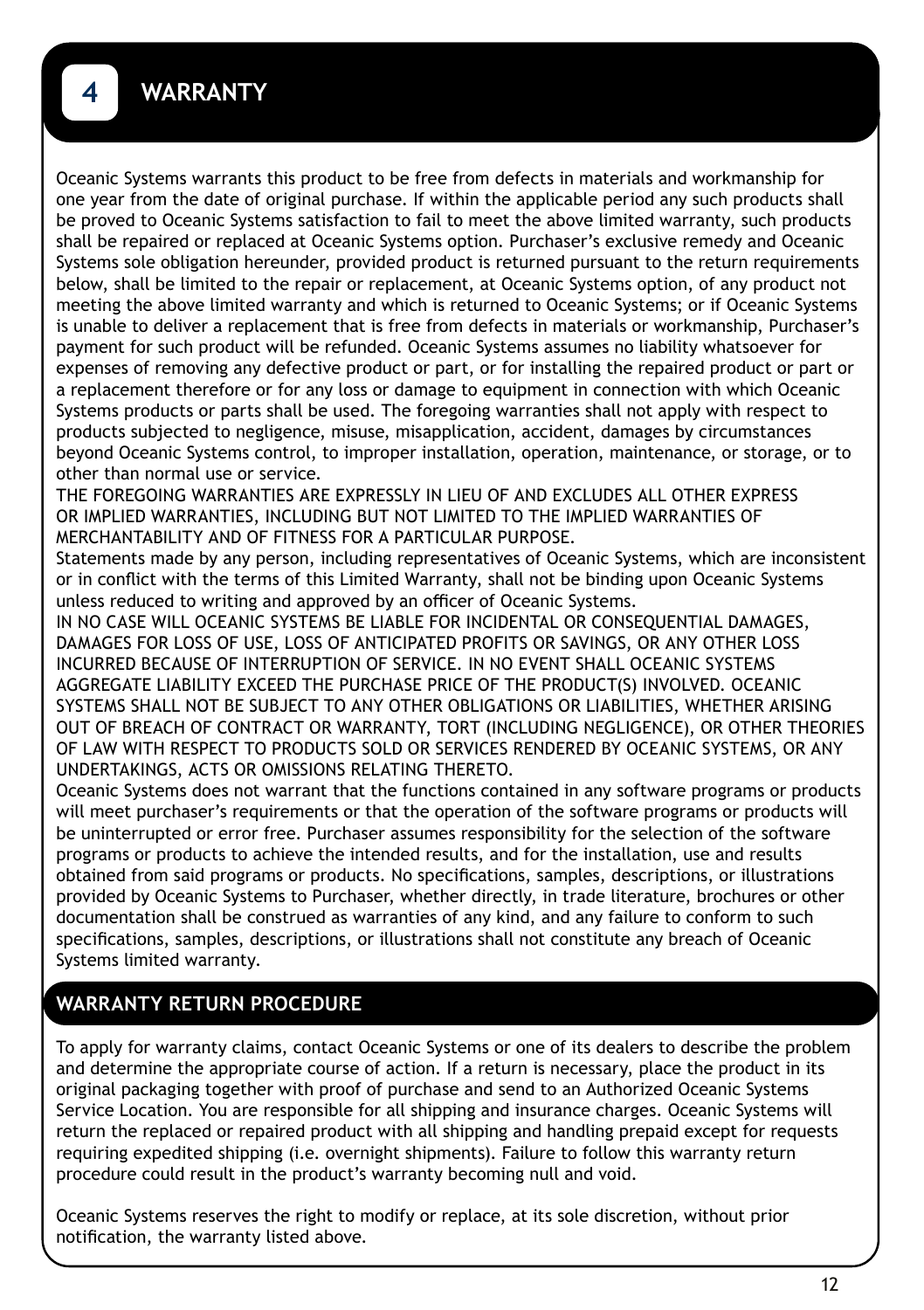# 4 WARRANTY

Oceanic Systems warrants this product to be free from defects in materials and workmanship for one year from the date of original purchase. If within the applicable period any such products shall be proved to Oceanic Systems satisfaction to fail to meet the above limited warranty, such products shall be repaired or replaced at Oceanic Systems option. Purchaser's exclusive remedy and Oceanic Systems sole obligation hereunder, provided product is returned pursuant to the return requirements below, shall be limited to the repair or replacement, at Oceanic Systems option, of any product not meeting the above limited warranty and which is returned to Oceanic Systems; or if Oceanic Systems is unable to deliver a replacement that is free from defects in materials or workmanship, Purchaser's payment for such product will be refunded. Oceanic Systems assumes no liability whatsoever for expenses of removing any defective product or part, or for installing the repaired product or part or a replacement therefore or for any loss or damage to equipment in connection with which Oceanic Systems products or parts shall be used. The foregoing warranties shall not apply with respect to products subjected to negligence, misuse, misapplication, accident, damages by circumstances beyond Oceanic Systems control, to improper installation, operation, maintenance, or storage, or to other than normal use or service.

THE FOREGOING WARRANTIES ARE EXPRESSLY IN LIEU OF AND EXCLUDES ALL OTHER EXPRESS OR IMPLIED WARRANTIES, INCLUDING BUT NOT LIMITED TO THE IMPLIED WARRANTIES OF MERCHANTABILITY AND OF FITNESS FOR A PARTICULAR PURPOSE.

Statements made by any person, including representatives of Oceanic Systems, which are inconsistent or in conflict with the terms of this Limited Warranty, shall not be binding upon Oceanic Systems unless reduced to writing and approved by an officer of Oceanic Systems.

IN NO CASE WILL OCEANIC SYSTEMS BE LIABLE FOR INCIDENTAL OR CONSEQUENTIAL DAMAGES, DAMAGES FOR LOSS OF USE, LOSS OF ANTICIPATED PROFITS OR SAVINGS, OR ANY OTHER LOSS INCURRED BECAUSE OF INTERRUPTION OF SERVICE. IN NO EVENT SHALL OCEANIC SYSTEMS AGGREGATE LIABILITY EXCEED THE PURCHASE PRICE OF THE PRODUCT(S) INVOLVED. OCEANIC SYSTEMS SHALL NOT BE SUBJECT TO ANY OTHER OBLIGATIONS OR LIABILITIES, WHETHER ARISING OUT OF BREACH OF CONTRACT OR WARRANTY, TORT (INCLUDING NEGLIGENCE), OR OTHER THEORIES OF LAW WITH RESPECT TO PRODUCTS SOLD OR SERVICES RENDERED BY OCEANIC SYSTEMS, OR ANY UNDERTAKINGS, ACTS OR OMISSIONS RELATING THERETO.

Oceanic Systems does not warrant that the functions contained in any software programs or products will meet purchaser's requirements or that the operation of the software programs or products will be uninterrupted or error free. Purchaser assumes responsibility for the selection of the software programs or products to achieve the intended results, and for the installation, use and results obtained from said programs or products. No specifications, samples, descriptions, or illustrations provided by Oceanic Systems to Purchaser, whether directly, in trade literature, brochures or other documentation shall be construed as warranties of any kind, and any failure to conform to such specifications, samples, descriptions, or illustrations shall not constitute any breach of Oceanic Systems limited warranty.

## WARRANTY RETURN PROCEDURE

To apply for warranty claims, contact Oceanic Systems or one of its dealers to describe the problem and determine the appropriate course of action. If a return is necessary, place the product in its original packaging together with proof of purchase and send to an Authorized Oceanic Systems Service Location. You are responsible for all shipping and insurance charges. Oceanic Systems will return the replaced or repaired product with all shipping and handling prepaid except for requests requiring expedited shipping (i.e. overnight shipments). Failure to follow this warranty return procedure could result in the product's warranty becoming null and void.

Oceanic Systems reserves the right to modify or replace, at its sole discretion, without prior notification, the warranty listed above.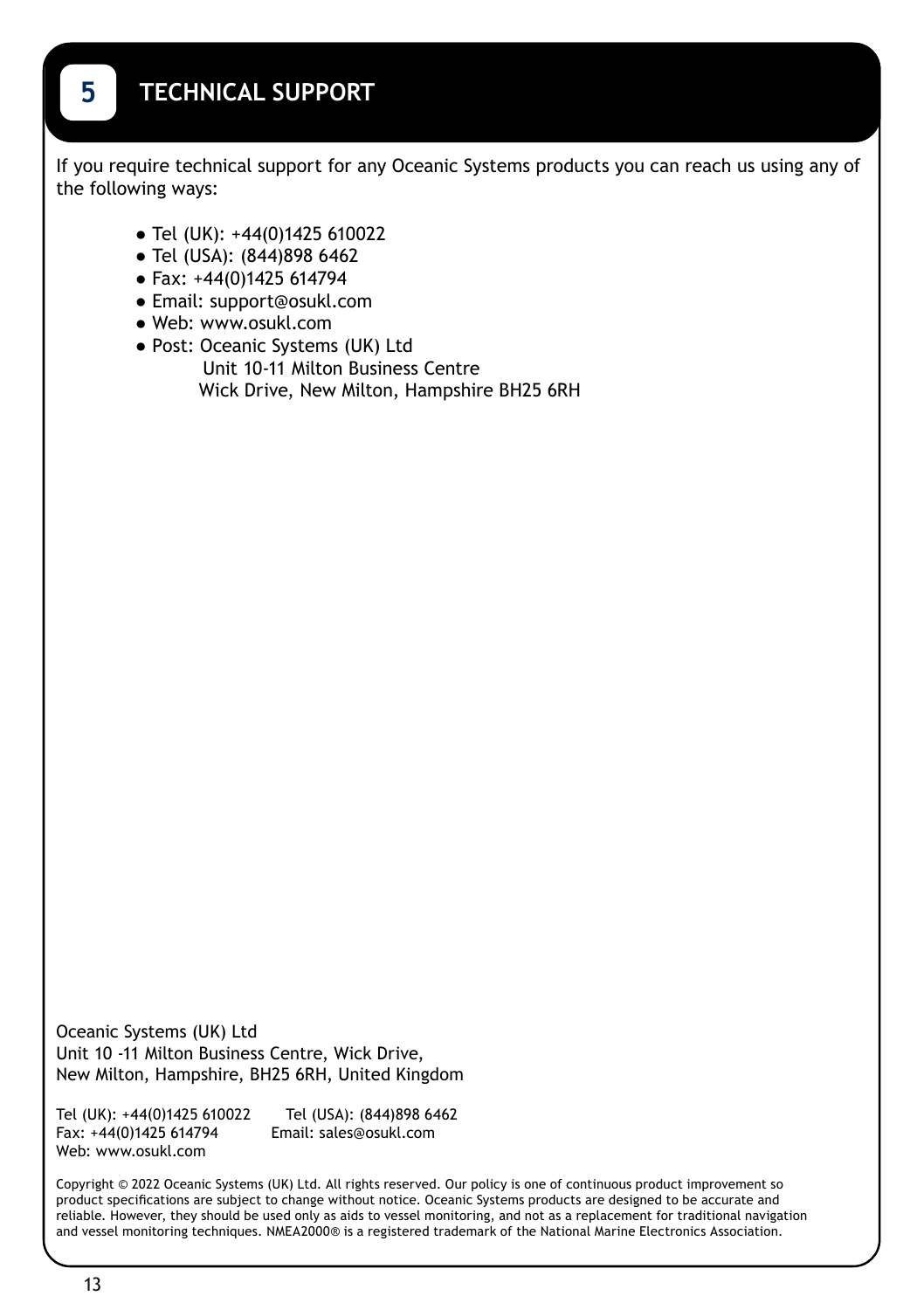# 5 TECHNICAL SUPPORT

If you require technical support for any Oceanic Systems products you can reach us using any of the following ways:

- Tel (UK): +44(0)1425 610022
- Tel (USA): (844)898 6462
- Fax: +44(0)1425 614794
- Email: support@osukl.com
- Web: www.osukl.com
- Post: Oceanic Systems (UK) Ltd
  Unit 10-11 Milton Business Centre
  Wick Drive, New Milton, Hampshire BH25 6RH

Oceanic Systems (UK) Ltd
Unit 10 -11 Milton Business Centre, Wick Drive,
New Milton, Hampshire, BH25 6RH, United Kingdom

Tel (UK): +44(0)1425 610022
Tel (USA): (844)898 6462
Fax: +44(0)1425 614794
Email: sales@osukl.com
Web: www.osukl.com

Copyright © 2022 Oceanic Systems (UK) Ltd. All rights reserved. Our policy is one of continuous product improvement so product specifications are subject to change without notice. Oceanic Systems products are designed to be accurate and reliable. However, they should be used only as aids to vessel monitoring, and not as a replacement for traditional navigation and vessel monitoring techniques. NMEA2000® is a registered trademark of the National Marine Electronics Association.